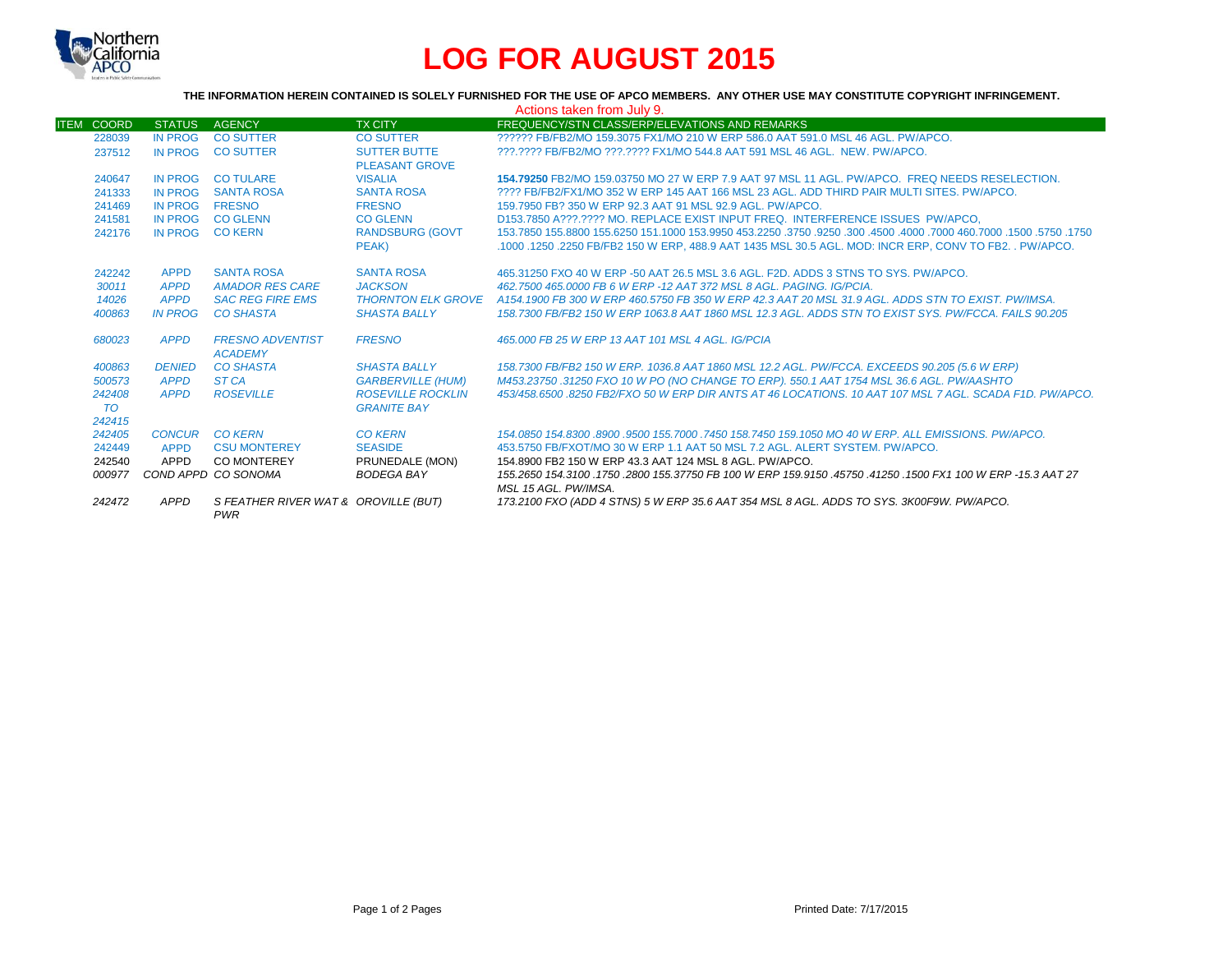# LOG FOR AUGUST 2015

**THE INFORMATION HEREIN CONTAINED IS SOLELY FURNISHED FOR THE USE OF APCO MEMBERS. ANY OTHER USE MAY CONSTITUTE COPYRIGHT INFRINGEMENT.**

Actions taken from July 9.

| ITEM | COORD | STATUS | AGENCY | TX CITY | FREQUENCY/STN CLASS/ERP/ELEVATIONS AND REMARKS |
|---|---|---|---|---|---|
| | 228039 | IN PROG | CO SUTTER | CO SUTTER | ?????? FB/FB2/MO 159.3075 FX1/MO 210 W ERP 586.0 AAT 591.0 MSL 46 AGL. PW/APCO. |
| | 237512 | IN PROG | CO SUTTER | SUTTER BUTTE PLEASANT GROVE | ???.???? FB/FB2/MO ???.???? FX1/MO 544.8 AAT 591 MSL 46 AGL. NEW. PW/APCO. |
| | 240647 | IN PROG | CO TULARE | VISALIA | **154.79250** FB2/MO 159.03750 MO 27 W ERP 7.9 AAT 97 MSL 11 AGL. PW/APCO. FREQ NEEDS RESELECTION. |
| | 241333 | IN PROG | SANTA ROSA | SANTA ROSA | ???? FB/FB2/FX1/MO 352 W ERP 145 AAT 166 MSL 23 AGL. ADD THIRD PAIR MULTI SITES. PW/APCO. |
| | 241469 | IN PROG | FRESNO | FRESNO | 159.7950 FB? 350 W ERP 92.3 AAT 91 MSL 92.9 AGL. PW/APCO. |
| | 241581 | IN PROG | CO GLENN | CO GLENN | D153.7850 A???.???? MO. REPLACE EXIST INPUT FREQ. INTERFERENCE ISSUES PW/APCO, |
| | 242176 | IN PROG | CO KERN | RANDSBURG (GOVT PEAK) | 153.7850 155.8800 155.6250 151.1000 153.9950 453.2250 .3750 .9250 .300 .4500 .4000 .7000 460.7000 .1500 .5750 .1750 .1000 .1250 .2250 FB/FB2 150 W ERP, 488.9 AAT 1435 MSL 30.5 AGL. MOD: INCR ERP, CONV TO FB2. . PW/APCO. |
| | 242242 | APPD | SANTA ROSA | SANTA ROSA | 465.31250 FXO 40 W ERP -50 AAT 26.5 MSL 3.6 AGL. F2D. ADDS 3 STNS TO SYS. PW/APCO. |
| | *30011* | *APPD* | *AMADOR RES CARE* | *JACKSON* | *462.7500 465.0000 FB 6 W ERP -12 AAT 372 MSL 8 AGL. PAGING. IG/PCIA.* |
| | *14026* | *APPD* | *SAC REG FIRE EMS* | *THORNTON ELK GROVE* | *A154.1900 FB 300 W ERP 460.5750 FB 350 W ERP 42.3 AAT 20 MSL 31.9 AGL. ADDS STN TO EXIST. PW/IMSA.* |
| | *400863* | *IN PROG* | *CO SHASTA* | *SHASTA BALLY* | *158.7300 FB/FB2 150 W ERP 1063.8 AAT 1860 MSL 12.3 AGL. ADDS STN TO EXIST SYS. PW/FCCA. FAILS 90.205* |
| | *680023* | *APPD* | *FRESNO ADVENTIST ACADEMY* | *FRESNO* | *465.000 FB 25 W ERP 13 AAT 101 MSL 4 AGL. IG/PCIA* |
| | *400863* | *DENIED* | *CO SHASTA* | *SHASTA BALLY* | *158.7300 FB/FB2 150 W ERP. 1036.8 AAT 1860 MSL 12.2 AGL. PW/FCCA. EXCEEDS 90.205 (5.6 W ERP)* |
| | *500573* | *APPD* | *ST CA* | *GARBERVILLE (HUM)* | *M453.23750 .31250 FXO 10 W PO (NO CHANGE TO ERP). 550.1 AAT 1754 MSL 36.6 AGL. PW/AASHTO* |
| | *242408 TO 242415* | *APPD* | *ROSEVILLE* | *ROSEVILLE ROCKLIN GRANITE BAY* | *453/458.6500 .8250 FB2/FXO 50 W ERP DIR ANTS AT 46 LOCATIONS. 10 AAT 107 MSL 7 AGL. SCADA F1D. PW/APCO.* |
| | *242405* | *CONCUR* | *CO KERN* | *CO KERN* | *154.0850 154.8300 .8900 .9500 155.7000 .7450 158.7450 159.1050 MO 40 W ERP. ALL EMISSIONS. PW/APCO.* |
| | 242449 | APPD | CSU MONTEREY | SEASIDE | 453.5750 FB/FXOT/MO 30 W ERP 1.1 AAT 50 MSL 7.2 AGL. ALERT SYSTEM. PW/APCO. |
| | 242540 | APPD | CO MONTEREY | PRUNEDALE (MON) | 154.8900 FB2 150 W ERP 43.3 AAT 124 MSL 8 AGL. PW/APCO. |
| | *000977* | *COND APPD* | *CO SONOMA* | *BODEGA BAY* | *155.2650 154.3100 .1750 .2800 155.37750 FB 100 W ERP 159.9150 .45750 .41250 .1500 FX1 100 W ERP -15.3 AAT 27 MSL 15 AGL. PW/IMSA.* |
| | *242472* | *APPD* | *S FEATHER RIVER WAT & PWR* | *OROVILLE (BUT)* | *173.2100 FXO (ADD 4 STNS) 5 W ERP 35.6 AAT 354 MSL 8 AGL. ADDS TO SYS. 3K00F9W. PW/APCO.* |

Printed Date: 7/17/2015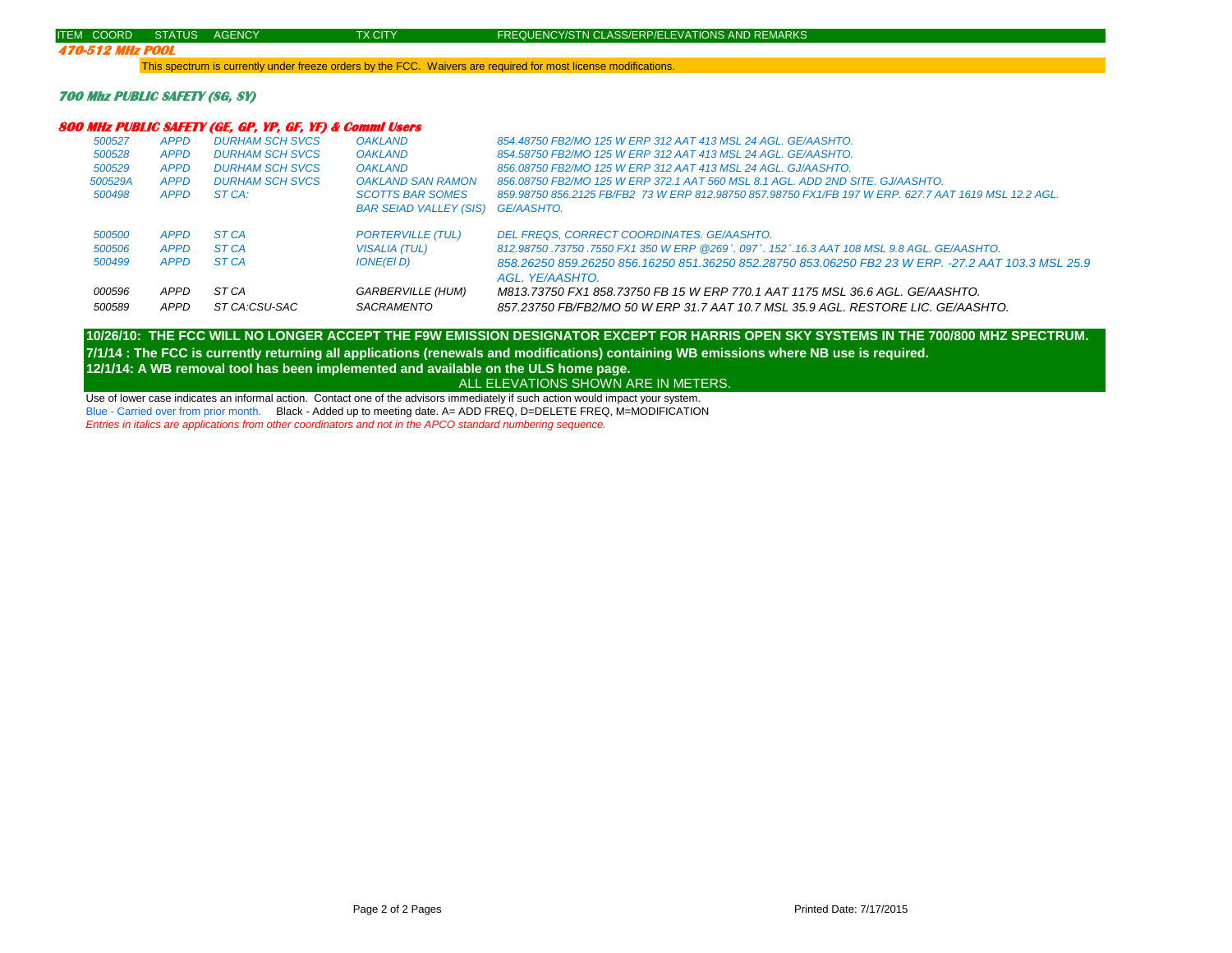| ITEM | COORD | STATUS | AGENCY | TX CITY | FREQUENCY/STN CLASS/ERP/ELEVATIONS AND REMARKS |
|---|---|---|---|---|---|

***470-512 MHz POOL***

This spectrum is currently under freeze orders by the FCC. Waivers are required for most license modifications.

***700 Mhz PUBLIC SAFETY (SG, SY)***

***800 MHz PUBLIC SAFETY (GE, GP, YP, GF, YF) & Comml Users***

| ITEM | STATUS | AGENCY | TX CITY | FREQUENCY/STN CLASS/ERP/ELEVATIONS AND REMARKS |
|---|---|---|---|---|
| *500527* | *APPD* | *DURHAM SCH SVCS* | *OAKLAND* | *854.48750 FB2/MO 125 W ERP 312 AAT 413 MSL 24 AGL. GE/AASHTO.* |
| *500528* | *APPD* | *DURHAM SCH SVCS* | *OAKLAND* | *854.58750 FB2/MO 125 W ERP 312 AAT 413 MSL 24 AGL. GE/AASHTO.* |
| *500529* | *APPD* | *DURHAM SCH SVCS* | *OAKLAND* | *856.08750 FB2/MO 125 W ERP 312 AAT 413 MSL 24 AGL. GJ/AASHTO.* |
| *500529A* | *APPD* | *DURHAM SCH SVCS* | *OAKLAND SAN RAMON* | *856.08750 FB2/MO 125 W ERP 372.1 AAT 560 MSL 8.1 AGL. ADD 2ND SITE. GJ/AASHTO.* |
| *500498* | *APPD* | *ST CA:* | *SCOTTS BAR SOMES BAR SEIAD VALLEY (SIS)* | *859.98750 856.2125 FB/FB2 73 W ERP 812.98750 857.98750 FX1/FB 197 W ERP. 627.7 AAT 1619 MSL 12.2 AGL. GE/AASHTO.* |
| *500500* | *APPD* | *ST CA* | *PORTERVILLE (TUL)* | *DEL FREQS, CORRECT COORDINATES. GE/AASHTO.* |
| *500506* | *APPD* | *ST CA* | *VISALIA (TUL)* | *812.98750 .73750 .7550 FX1 350 W ERP @269˚. 097˚. 152˚.16.3 AAT 108 MSL 9.8 AGL. GE/AASHTO.* |
| *500499* | *APPD* | *ST CA* | *IONE(El D)* | *858.26250 859.26250 856.16250 851.36250 852.28750 853.06250 FB2 23 W ERP. -27.2 AAT 103.3 MSL 25.9 AGL. YE/AASHTO.* |
| *000596* | *APPD* | *ST CA* | *GARBERVILLE (HUM)* | *M813.73750 FX1 858.73750 FB 15 W ERP 770.1 AAT 1175 MSL 36.6 AGL. GE/AASHTO.* |
| *500589* | *APPD* | *ST CA:CSU-SAC* | *SACRAMENTO* | *857.23750 FB/FB2/MO 50 W ERP 31.7 AAT 10.7 MSL 35.9 AGL. RESTORE LIC. GE/AASHTO.* |

**10/26/10: THE FCC WILL NO LONGER ACCEPT THE F9W EMISSION DESIGNATOR EXCEPT FOR HARRIS OPEN SKY SYSTEMS IN THE 700/800 MHZ SPECTRUM.**
**7/1/14 : The FCC is currently returning all applications (renewals and modifications) containing WB emissions where NB use is required.**
**12/1/14: A WB removal tool has been implemented and available on the ULS home page.**
ALL ELEVATIONS SHOWN ARE IN METERS.

Use of lower case indicates an informal action. Contact one of the advisors immediately if such action would impact your system.
Blue - Carried over from prior month. Black - Added up to meeting date. A= ADD FREQ, D=DELETE FREQ, M=MODIFICATION
*Entries in italics are applications from other coordinators and not in the APCO standard numbering sequence.*

Printed Date: 7/17/2015